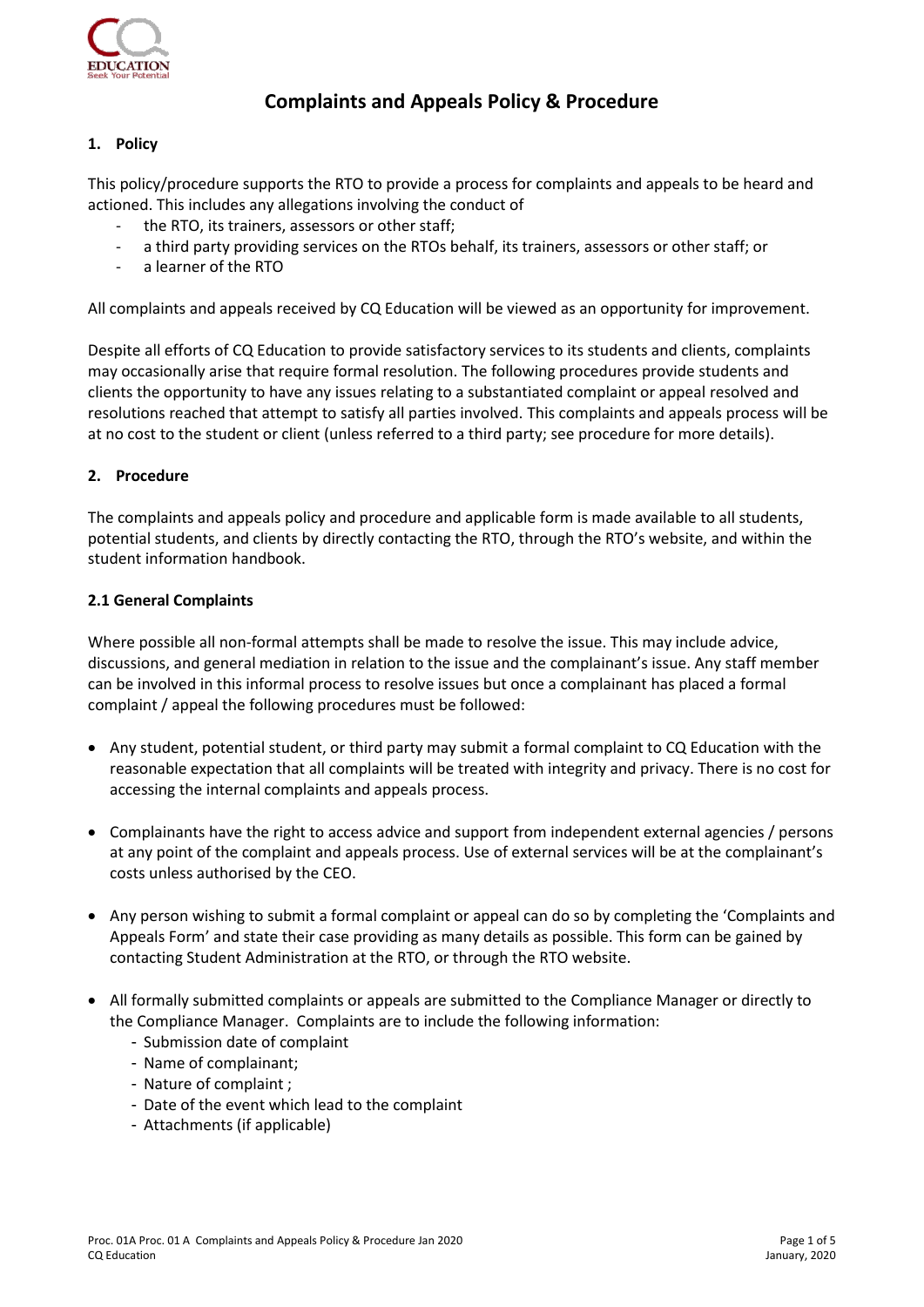# Complaints and Appeals Policy & Procedure

## 1. Policy

This policy/procedure supports the RTO to provide a process for complaints and appeals to be heard and actioned. This includes any allegations involving the conduct of

- the RTO, its trainers, assessors or other staff;
- a third party providing services on the RTOs behalf, its trainers, assessors or other staff; or
- a learner of the RTO

All complaints and appeals received by CQ Education will be viewed as an opportunity for improvement.

Despite all efforts of CQ Education to provide satisfactory services to its students and clients, complaints may occasionally arise that require formal resolution. The following procedures provide students and clients the opportunity to have any issues relating to a substantiated complaint or appeal resolved and resolutions reached that attempt to satisfy all parties involved. This complaints and appeals process will be at no cost to the student or client (unless referred to a third party; see procedure for more details).

## 2. Procedure

The complaints and appeals policy and procedure and applicable form is made available to all students, potential students, and clients by directly contacting the RTO, through the RTO's website, and within the student information handbook.

### 2.1 General Complaints

Where possible all non-formal attempts shall be made to resolve the issue. This may include advice, discussions, and general mediation in relation to the issue and the complainant's issue. Any staff member can be involved in this informal process to resolve issues but once a complainant has placed a formal complaint / appeal the following procedures must be followed:

- Any student, potential student, or third party may submit a formal complaint to CQ Education with the reasonable expectation that all complaints will be treated with integrity and privacy. There is no cost for accessing the internal complaints and appeals process.
- Complainants have the right to access advice and support from independent external agencies / persons at any point of the complaint and appeals process. Use of external services will be at the complainant's costs unless authorised by the CEO.
- Any person wishing to submit a formal complaint or appeal can do so by completing the 'Complaints and Appeals Form' and state their case providing as many details as possible. This form can be gained by contacting Student Administration at the RTO, or through the RTO website.
- All formally submitted complaints or appeals are submitted to the Compliance Manager or directly to the Compliance Manager. Complaints are to include the following information:
  - Submission date of complaint
  - Name of complainant;
  - Nature of complaint ;
  - Date of the event which lead to the complaint
  - Attachments (if applicable)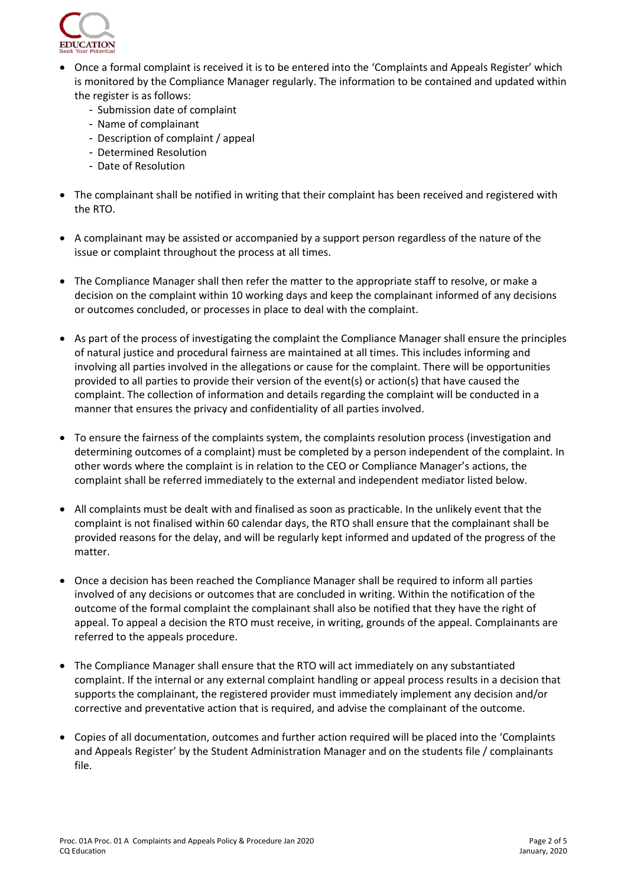- Once a formal complaint is received it is to be entered into the 'Complaints and Appeals Register' which is monitored by the Compliance Manager regularly. The information to be contained and updated within the register is as follows:
  - Submission date of complaint
  - Name of complainant
  - Description of complaint / appeal
  - Determined Resolution
  - Date of Resolution

- The complainant shall be notified in writing that their complaint has been received and registered with the RTO.

- A complainant may be assisted or accompanied by a support person regardless of the nature of the issue or complaint throughout the process at all times.

- The Compliance Manager shall then refer the matter to the appropriate staff to resolve, or make a decision on the complaint within 10 working days and keep the complainant informed of any decisions or outcomes concluded, or processes in place to deal with the complaint.

- As part of the process of investigating the complaint the Compliance Manager shall ensure the principles of natural justice and procedural fairness are maintained at all times. This includes informing and involving all parties involved in the allegations or cause for the complaint. There will be opportunities provided to all parties to provide their version of the event(s) or action(s) that have caused the complaint. The collection of information and details regarding the complaint will be conducted in a manner that ensures the privacy and confidentiality of all parties involved.

- To ensure the fairness of the complaints system, the complaints resolution process (investigation and determining outcomes of a complaint) must be completed by a person independent of the complaint. In other words where the complaint is in relation to the CEO or Compliance Manager's actions, the complaint shall be referred immediately to the external and independent mediator listed below.

- All complaints must be dealt with and finalised as soon as practicable. In the unlikely event that the complaint is not finalised within 60 calendar days, the RTO shall ensure that the complainant shall be provided reasons for the delay, and will be regularly kept informed and updated of the progress of the matter.

- Once a decision has been reached the Compliance Manager shall be required to inform all parties involved of any decisions or outcomes that are concluded in writing. Within the notification of the outcome of the formal complaint the complainant shall also be notified that they have the right of appeal. To appeal a decision the RTO must receive, in writing, grounds of the appeal. Complainants are referred to the appeals procedure.

- The Compliance Manager shall ensure that the RTO will act immediately on any substantiated complaint. If the internal or any external complaint handling or appeal process results in a decision that supports the complainant, the registered provider must immediately implement any decision and/or corrective and preventative action that is required, and advise the complainant of the outcome.

- Copies of all documentation, outcomes and further action required will be placed into the 'Complaints and Appeals Register' by the Student Administration Manager and on the students file / complainants file.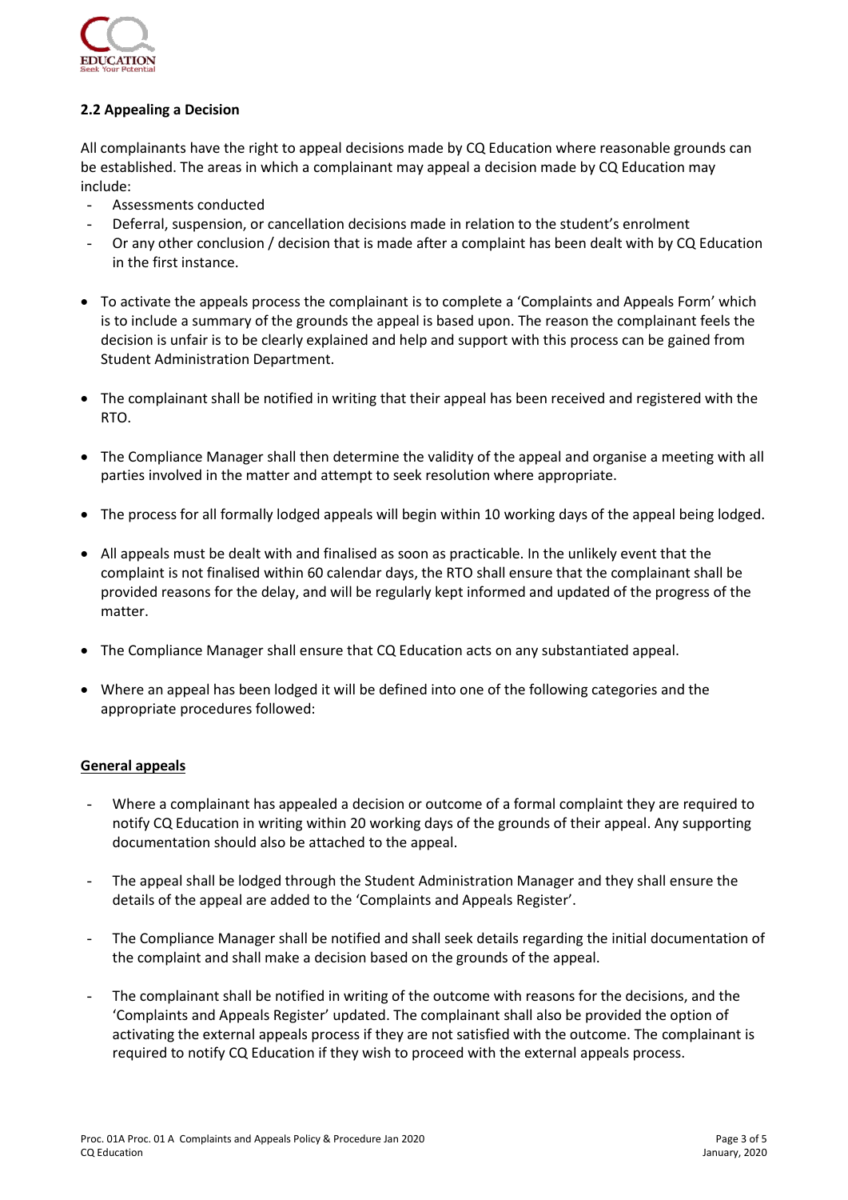### 2.2 Appealing a Decision

All complainants have the right to appeal decisions made by CQ Education where reasonable grounds can be established. The areas in which a complainant may appeal a decision made by CQ Education may include:

- Assessments conducted
- Deferral, suspension, or cancellation decisions made in relation to the student's enrolment
- Or any other conclusion / decision that is made after a complaint has been dealt with by CQ Education in the first instance.

- To activate the appeals process the complainant is to complete a 'Complaints and Appeals Form' which is to include a summary of the grounds the appeal is based upon. The reason the complainant feels the decision is unfair is to be clearly explained and help and support with this process can be gained from Student Administration Department.
- The complainant shall be notified in writing that their appeal has been received and registered with the RTO.
- The Compliance Manager shall then determine the validity of the appeal and organise a meeting with all parties involved in the matter and attempt to seek resolution where appropriate.
- The process for all formally lodged appeals will begin within 10 working days of the appeal being lodged.
- All appeals must be dealt with and finalised as soon as practicable. In the unlikely event that the complaint is not finalised within 60 calendar days, the RTO shall ensure that the complainant shall be provided reasons for the delay, and will be regularly kept informed and updated of the progress of the matter.
- The Compliance Manager shall ensure that CQ Education acts on any substantiated appeal.
- Where an appeal has been lodged it will be defined into one of the following categories and the appropriate procedures followed:

<u>**General appeals**</u>

- Where a complainant has appealed a decision or outcome of a formal complaint they are required to notify CQ Education in writing within 20 working days of the grounds of their appeal. Any supporting documentation should also be attached to the appeal.
- The appeal shall be lodged through the Student Administration Manager and they shall ensure the details of the appeal are added to the 'Complaints and Appeals Register'.
- The Compliance Manager shall be notified and shall seek details regarding the initial documentation of the complaint and shall make a decision based on the grounds of the appeal.
- The complainant shall be notified in writing of the outcome with reasons for the decisions, and the 'Complaints and Appeals Register' updated. The complainant shall also be provided the option of activating the external appeals process if they are not satisfied with the outcome. The complainant is required to notify CQ Education if they wish to proceed with the external appeals process.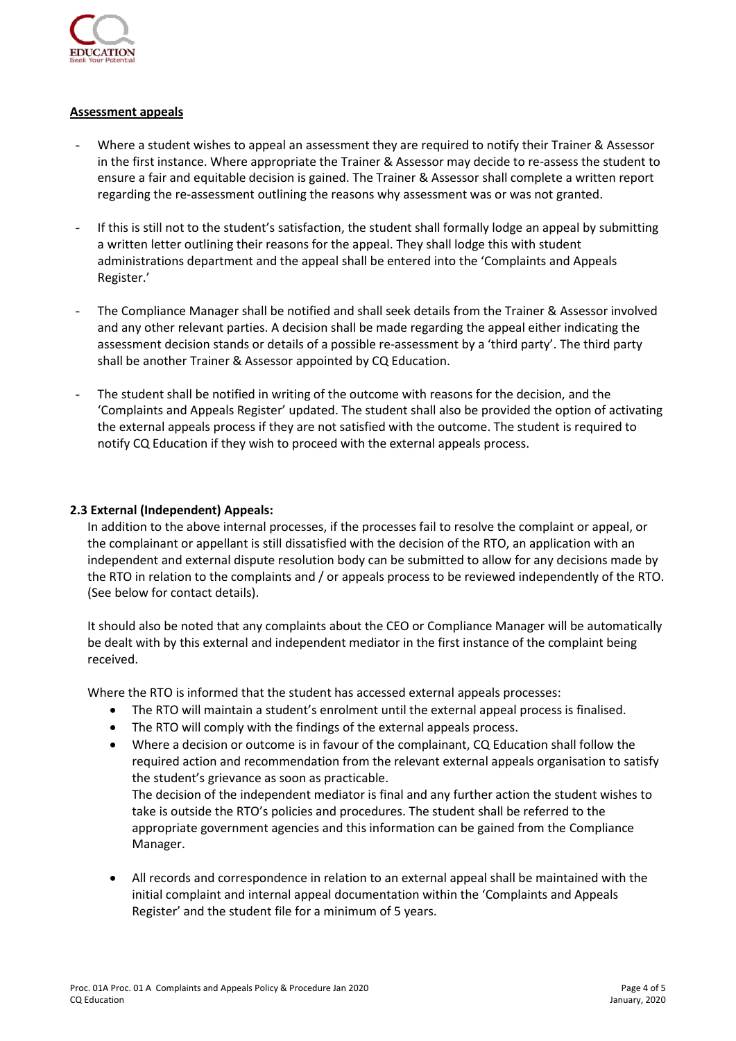**Assessment appeals**

- Where a student wishes to appeal an assessment they are required to notify their Trainer & Assessor in the first instance. Where appropriate the Trainer & Assessor may decide to re-assess the student to ensure a fair and equitable decision is gained. The Trainer & Assessor shall complete a written report regarding the re-assessment outlining the reasons why assessment was or was not granted.

- If this is still not to the student's satisfaction, the student shall formally lodge an appeal by submitting a written letter outlining their reasons for the appeal. They shall lodge this with student administrations department and the appeal shall be entered into the 'Complaints and Appeals Register.'

- The Compliance Manager shall be notified and shall seek details from the Trainer & Assessor involved and any other relevant parties. A decision shall be made regarding the appeal either indicating the assessment decision stands or details of a possible re-assessment by a 'third party'. The third party shall be another Trainer & Assessor appointed by CQ Education.

- The student shall be notified in writing of the outcome with reasons for the decision, and the 'Complaints and Appeals Register' updated. The student shall also be provided the option of activating the external appeals process if they are not satisfied with the outcome. The student is required to notify CQ Education if they wish to proceed with the external appeals process.

**2.3 External (Independent) Appeals:**

In addition to the above internal processes, if the processes fail to resolve the complaint or appeal, or the complainant or appellant is still dissatisfied with the decision of the RTO, an application with an independent and external dispute resolution body can be submitted to allow for any decisions made by the RTO in relation to the complaints and / or appeals process to be reviewed independently of the RTO. (See below for contact details).

It should also be noted that any complaints about the CEO or Compliance Manager will be automatically be dealt with by this external and independent mediator in the first instance of the complaint being received.

Where the RTO is informed that the student has accessed external appeals processes:

- The RTO will maintain a student's enrolment until the external appeal process is finalised.
- The RTO will comply with the findings of the external appeals process.
- Where a decision or outcome is in favour of the complainant, CQ Education shall follow the required action and recommendation from the relevant external appeals organisation to satisfy the student's grievance as soon as practicable.
  The decision of the independent mediator is final and any further action the student wishes to take is outside the RTO's policies and procedures. The student shall be referred to the appropriate government agencies and this information can be gained from the Compliance Manager.

- All records and correspondence in relation to an external appeal shall be maintained with the initial complaint and internal appeal documentation within the 'Complaints and Appeals Register' and the student file for a minimum of 5 years.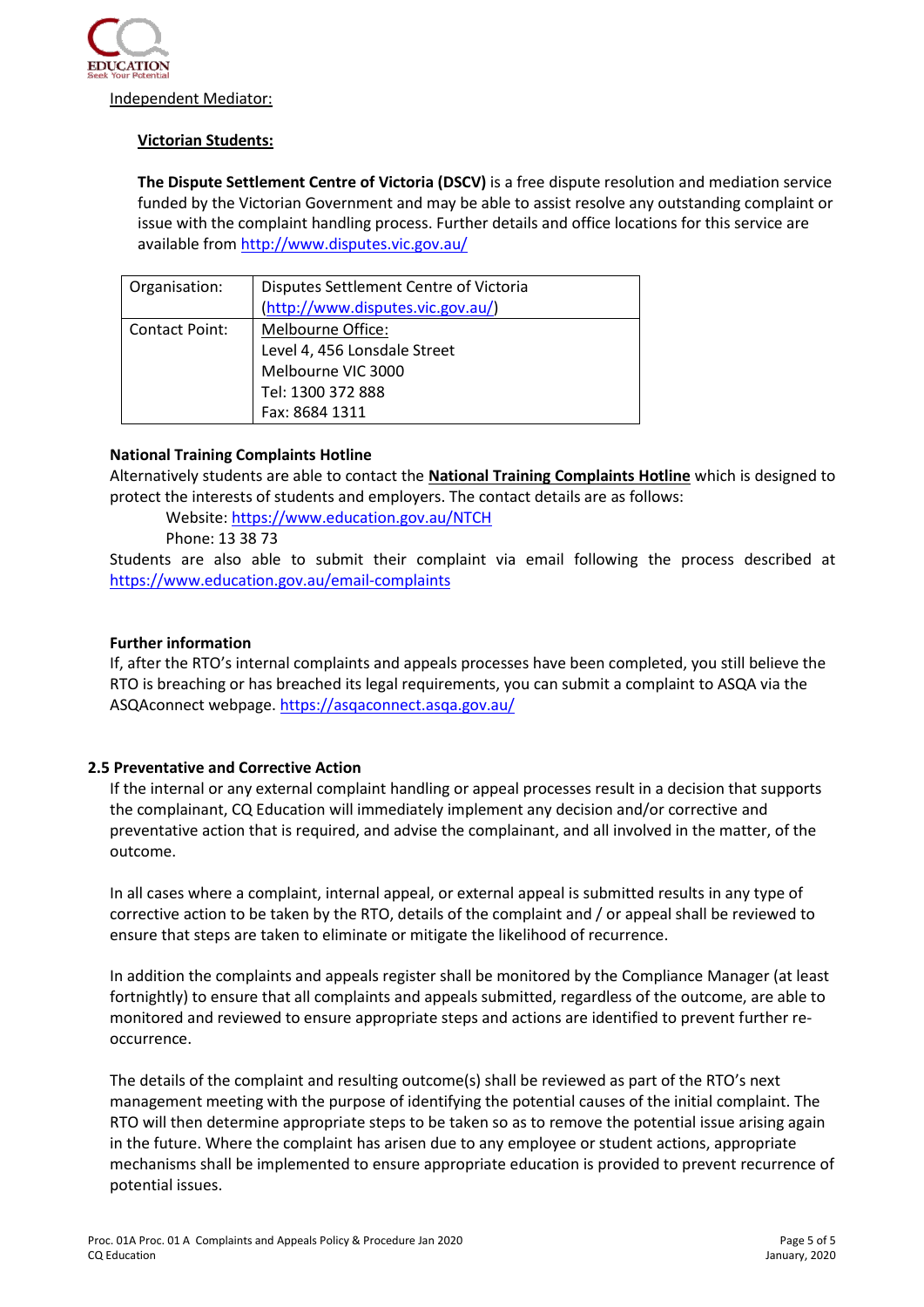Independent Mediator:

**Victorian Students:**

**The Dispute Settlement Centre of Victoria (DSCV)** is a free dispute resolution and mediation service funded by the Victorian Government and may be able to assist resolve any outstanding complaint or issue with the complaint handling process. Further details and office locations for this service are available from http://www.disputes.vic.gov.au/

| | |
|---|---|
| Organisation: | Disputes Settlement Centre of Victoria (http://www.disputes.vic.gov.au/) |
| Contact Point: | Melbourne Office:<br>Level 4, 456 Lonsdale Street<br>Melbourne VIC 3000<br>Tel: 1300 372 888<br>Fax: 8684 1311 |

**National Training Complaints Hotline**

Alternatively students are able to contact the **National Training Complaints Hotline** which is designed to protect the interests of students and employers. The contact details are as follows:

Website: https://www.education.gov.au/NTCH
Phone: 13 38 73

Students are also able to submit their complaint via email following the process described at https://www.education.gov.au/email-complaints

**Further information**

If, after the RTO's internal complaints and appeals processes have been completed, you still believe the RTO is breaching or has breached its legal requirements, you can submit a complaint to ASQA via the ASQAconnect webpage. https://asqaconnect.asqa.gov.au/

**2.5 Preventative and Corrective Action**

If the internal or any external complaint handling or appeal processes result in a decision that supports the complainant, CQ Education will immediately implement any decision and/or corrective and preventative action that is required, and advise the complainant, and all involved in the matter, of the outcome.

In all cases where a complaint, internal appeal, or external appeal is submitted results in any type of corrective action to be taken by the RTO, details of the complaint and / or appeal shall be reviewed to ensure that steps are taken to eliminate or mitigate the likelihood of recurrence.

In addition the complaints and appeals register shall be monitored by the Compliance Manager (at least fortnightly) to ensure that all complaints and appeals submitted, regardless of the outcome, are able to monitored and reviewed to ensure appropriate steps and actions are identified to prevent further re-occurrence.

The details of the complaint and resulting outcome(s) shall be reviewed as part of the RTO's next management meeting with the purpose of identifying the potential causes of the initial complaint. The RTO will then determine appropriate steps to be taken so as to remove the potential issue arising again in the future. Where the complaint has arisen due to any employee or student actions, appropriate mechanisms shall be implemented to ensure appropriate education is provided to prevent recurrence of potential issues.